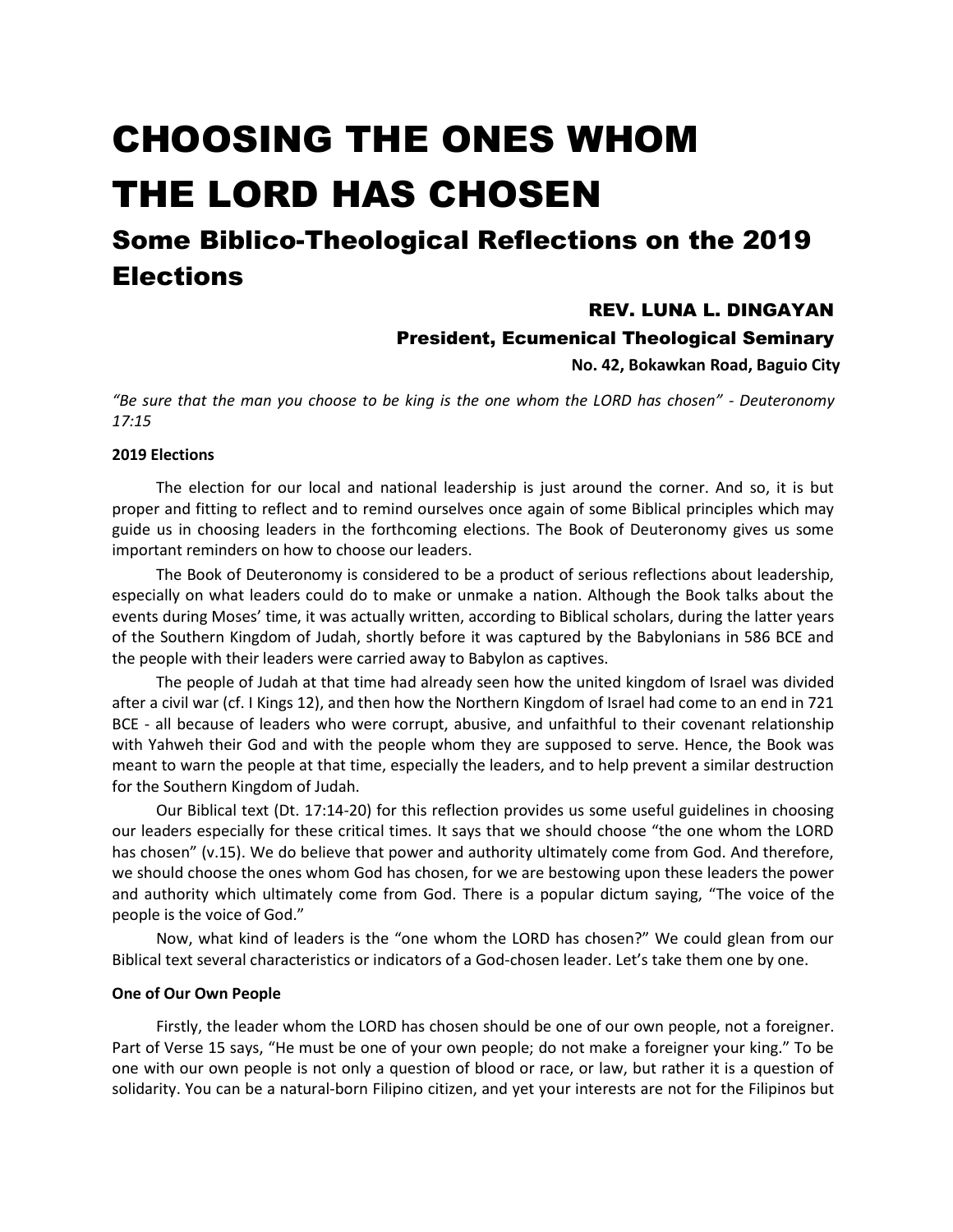# CHOOSING THE ONES WHOM THE LORD HAS CHOSEN

## Some Biblico-Theological Reflections on the 2019 Elections

**REV. LUNA L. DINGAYAN**

**President, Ecumenical Theological Seminary**

**No. 42, Bokawkan Road, Baguio City**

*"Be sure that the man you choose to be king is the one whom the LORD has chosen" - Deuteronomy 17:15*

### 2019 Elections

The election for our local and national leadership is just around the corner. And so, it is but proper and fitting to reflect and to remind ourselves once again of some Biblical principles which may guide us in choosing leaders in the forthcoming elections. The Book of Deuteronomy gives us some important reminders on how to choose our leaders.

The Book of Deuteronomy is considered to be a product of serious reflections about leadership, especially on what leaders could do to make or unmake a nation. Although the Book talks about the events during Moses' time, it was actually written, according to Biblical scholars, during the latter years of the Southern Kingdom of Judah, shortly before it was captured by the Babylonians in 586 BCE and the people with their leaders were carried away to Babylon as captives.

The people of Judah at that time had already seen how the united kingdom of Israel was divided after a civil war (cf. I Kings 12), and then how the Northern Kingdom of Israel had come to an end in 721 BCE - all because of leaders who were corrupt, abusive, and unfaithful to their covenant relationship with Yahweh their God and with the people whom they are supposed to serve. Hence, the Book was meant to warn the people at that time, especially the leaders, and to help prevent a similar destruction for the Southern Kingdom of Judah.

Our Biblical text (Dt. 17:14-20) for this reflection provides us some useful guidelines in choosing our leaders especially for these critical times. It says that we should choose "the one whom the LORD has chosen" (v.15). We do believe that power and authority ultimately come from God. And therefore, we should choose the ones whom God has chosen, for we are bestowing upon these leaders the power and authority which ultimately come from God. There is a popular dictum saying, "The voice of the people is the voice of God."

Now, what kind of leaders is the "one whom the LORD has chosen?" We could glean from our Biblical text several characteristics or indicators of a God-chosen leader. Let's take them one by one.

### One of Our Own People

Firstly, the leader whom the LORD has chosen should be one of our own people, not a foreigner. Part of Verse 15 says, "He must be one of your own people; do not make a foreigner your king." To be one with our own people is not only a question of blood or race, or law, but rather it is a question of solidarity. You can be a natural-born Filipino citizen, and yet your interests are not for the Filipinos but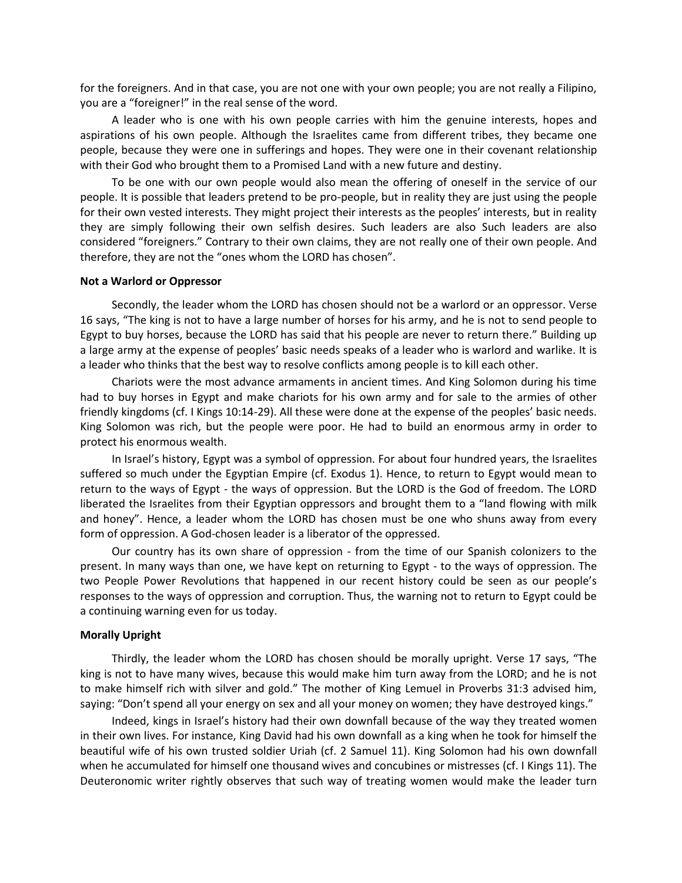for the foreigners. And in that case, you are not one with your own people; you are not really a Filipino, you are a "foreigner!" in the real sense of the word.

A leader who is one with his own people carries with him the genuine interests, hopes and aspirations of his own people. Although the Israelites came from different tribes, they became one people, because they were one in sufferings and hopes. They were one in their covenant relationship with their God who brought them to a Promised Land with a new future and destiny.

To be one with our own people would also mean the offering of oneself in the service of our people. It is possible that leaders pretend to be pro-people, but in reality they are just using the people for their own vested interests. They might project their interests as the peoples' interests, but in reality they are simply following their own selfish desires. Such leaders are also Such leaders are also considered "foreigners." Contrary to their own claims, they are not really one of their own people. And therefore, they are not the "ones whom the LORD has chosen".

**Not a Warlord or Oppressor**

Secondly, the leader whom the LORD has chosen should not be a warlord or an oppressor. Verse 16 says, "The king is not to have a large number of horses for his army, and he is not to send people to Egypt to buy horses, because the LORD has said that his people are never to return there." Building up a large army at the expense of peoples' basic needs speaks of a leader who is warlord and warlike. It is a leader who thinks that the best way to resolve conflicts among people is to kill each other.

Chariots were the most advance armaments in ancient times. And King Solomon during his time had to buy horses in Egypt and make chariots for his own army and for sale to the armies of other friendly kingdoms (cf. I Kings 10:14-29). All these were done at the expense of the peoples' basic needs. King Solomon was rich, but the people were poor. He had to build an enormous army in order to protect his enormous wealth.

In Israel's history, Egypt was a symbol of oppression. For about four hundred years, the Israelites suffered so much under the Egyptian Empire (cf. Exodus 1). Hence, to return to Egypt would mean to return to the ways of Egypt - the ways of oppression. But the LORD is the God of freedom. The LORD liberated the Israelites from their Egyptian oppressors and brought them to a "land flowing with milk and honey". Hence, a leader whom the LORD has chosen must be one who shuns away from every form of oppression. A God-chosen leader is a liberator of the oppressed.

Our country has its own share of oppression - from the time of our Spanish colonizers to the present. In many ways than one, we have kept on returning to Egypt - to the ways of oppression. The two People Power Revolutions that happened in our recent history could be seen as our people's responses to the ways of oppression and corruption. Thus, the warning not to return to Egypt could be a continuing warning even for us today.

**Morally Upright**

Thirdly, the leader whom the LORD has chosen should be morally upright. Verse 17 says, "The king is not to have many wives, because this would make him turn away from the LORD; and he is not to make himself rich with silver and gold." The mother of King Lemuel in Proverbs 31:3 advised him, saying: "Don't spend all your energy on sex and all your money on women; they have destroyed kings."

Indeed, kings in Israel's history had their own downfall because of the way they treated women in their own lives. For instance, King David had his own downfall as a king when he took for himself the beautiful wife of his own trusted soldier Uriah (cf. 2 Samuel 11). King Solomon had his own downfall when he accumulated for himself one thousand wives and concubines or mistresses (cf. I Kings 11). The Deuteronomic writer rightly observes that such way of treating women would make the leader turn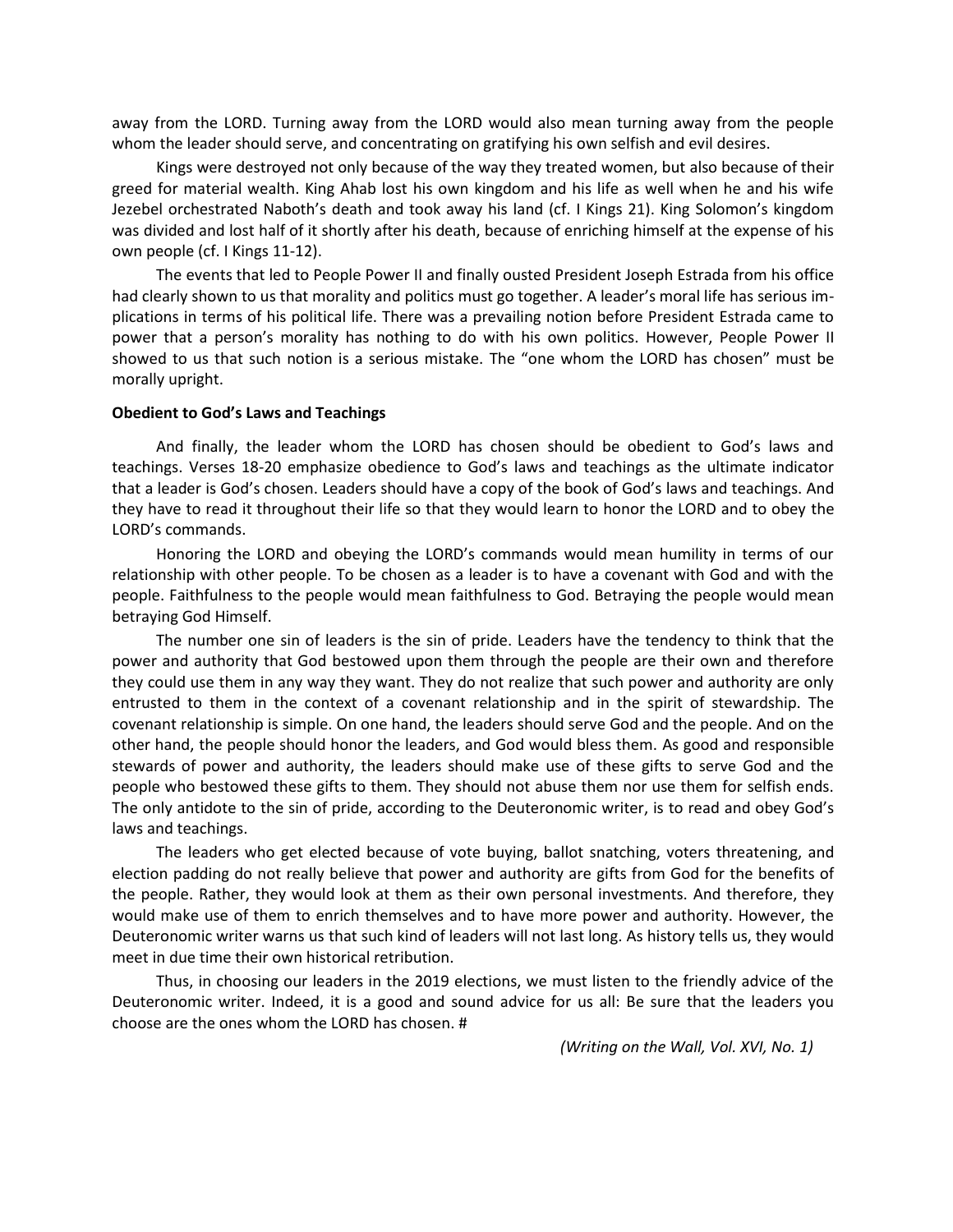away from the LORD. Turning away from the LORD would also mean turning away from the people whom the leader should serve, and concentrating on gratifying his own selfish and evil desires.

Kings were destroyed not only because of the way they treated women, but also because of their greed for material wealth. King Ahab lost his own kingdom and his life as well when he and his wife Jezebel orchestrated Naboth's death and took away his land (cf. I Kings 21). King Solomon's kingdom was divided and lost half of it shortly after his death, because of enriching himself at the expense of his own people (cf. I Kings 11-12).

The events that led to People Power II and finally ousted President Joseph Estrada from his office had clearly shown to us that morality and politics must go together. A leader's moral life has serious implications in terms of his political life. There was a prevailing notion before President Estrada came to power that a person's morality has nothing to do with his own politics. However, People Power II showed to us that such notion is a serious mistake. The "one whom the LORD has chosen" must be morally upright.

**Obedient to God's Laws and Teachings**

And finally, the leader whom the LORD has chosen should be obedient to God's laws and teachings. Verses 18-20 emphasize obedience to God's laws and teachings as the ultimate indicator that a leader is God's chosen. Leaders should have a copy of the book of God's laws and teachings. And they have to read it throughout their life so that they would learn to honor the LORD and to obey the LORD's commands.

Honoring the LORD and obeying the LORD's commands would mean humility in terms of our relationship with other people. To be chosen as a leader is to have a covenant with God and with the people. Faithfulness to the people would mean faithfulness to God. Betraying the people would mean betraying God Himself.

The number one sin of leaders is the sin of pride. Leaders have the tendency to think that the power and authority that God bestowed upon them through the people are their own and therefore they could use them in any way they want. They do not realize that such power and authority are only entrusted to them in the context of a covenant relationship and in the spirit of stewardship. The covenant relationship is simple. On one hand, the leaders should serve God and the people. And on the other hand, the people should honor the leaders, and God would bless them. As good and responsible stewards of power and authority, the leaders should make use of these gifts to serve God and the people who bestowed these gifts to them. They should not abuse them nor use them for selfish ends. The only antidote to the sin of pride, according to the Deuteronomic writer, is to read and obey God's laws and teachings.

The leaders who get elected because of vote buying, ballot snatching, voters threatening, and election padding do not really believe that power and authority are gifts from God for the benefits of the people. Rather, they would look at them as their own personal investments. And therefore, they would make use of them to enrich themselves and to have more power and authority. However, the Deuteronomic writer warns us that such kind of leaders will not last long. As history tells us, they would meet in due time their own historical retribution.

Thus, in choosing our leaders in the 2019 elections, we must listen to the friendly advice of the Deuteronomic writer. Indeed, it is a good and sound advice for us all: Be sure that the leaders you choose are the ones whom the LORD has chosen. #

*(Writing on the Wall, Vol. XVI, No. 1)*